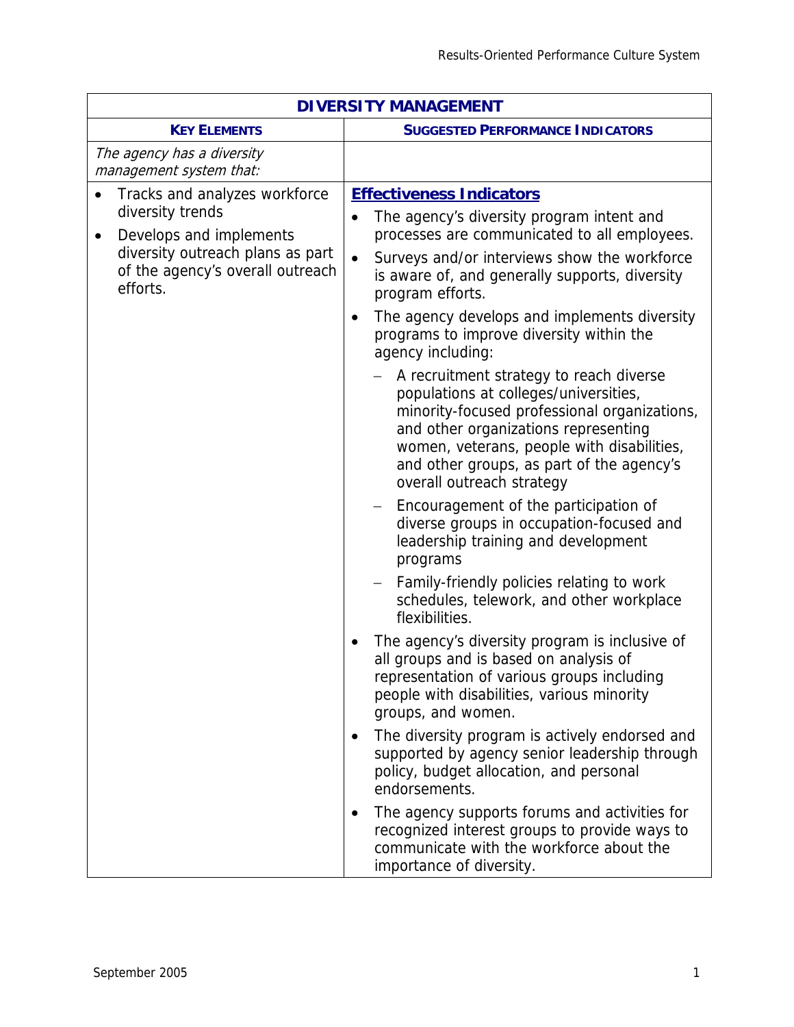| DIVERSITY MANAGEMENT | |
|---|---|
| **KEY ELEMENTS** | **SUGGESTED PERFORMANCE INDICATORS** |
| *The agency has a diversity management system that:* | |
| • Tracks and analyzes workforce diversity trends<br>• Develops and implements diversity outreach plans as part of the agency's overall outreach efforts. | **Effectiveness Indicators**<br>• The agency's diversity program intent and processes are communicated to all employees.<br>• Surveys and/or interviews show the workforce is aware of, and generally supports, diversity program efforts.<br>• The agency develops and implements diversity programs to improve diversity within the agency including:<br>– A recruitment strategy to reach diverse populations at colleges/universities, minority-focused professional organizations, and other organizations representing women, veterans, people with disabilities, and other groups, as part of the agency's overall outreach strategy<br>– Encouragement of the participation of diverse groups in occupation-focused and leadership training and development programs<br>– Family-friendly policies relating to work schedules, telework, and other workplace flexibilities.<br>• The agency's diversity program is inclusive of all groups and is based on analysis of representation of various groups including people with disabilities, various minority groups, and women.<br>• The diversity program is actively endorsed and supported by agency senior leadership through policy, budget allocation, and personal endorsements.<br>• The agency supports forums and activities for recognized interest groups to provide ways to communicate with the workforce about the importance of diversity. |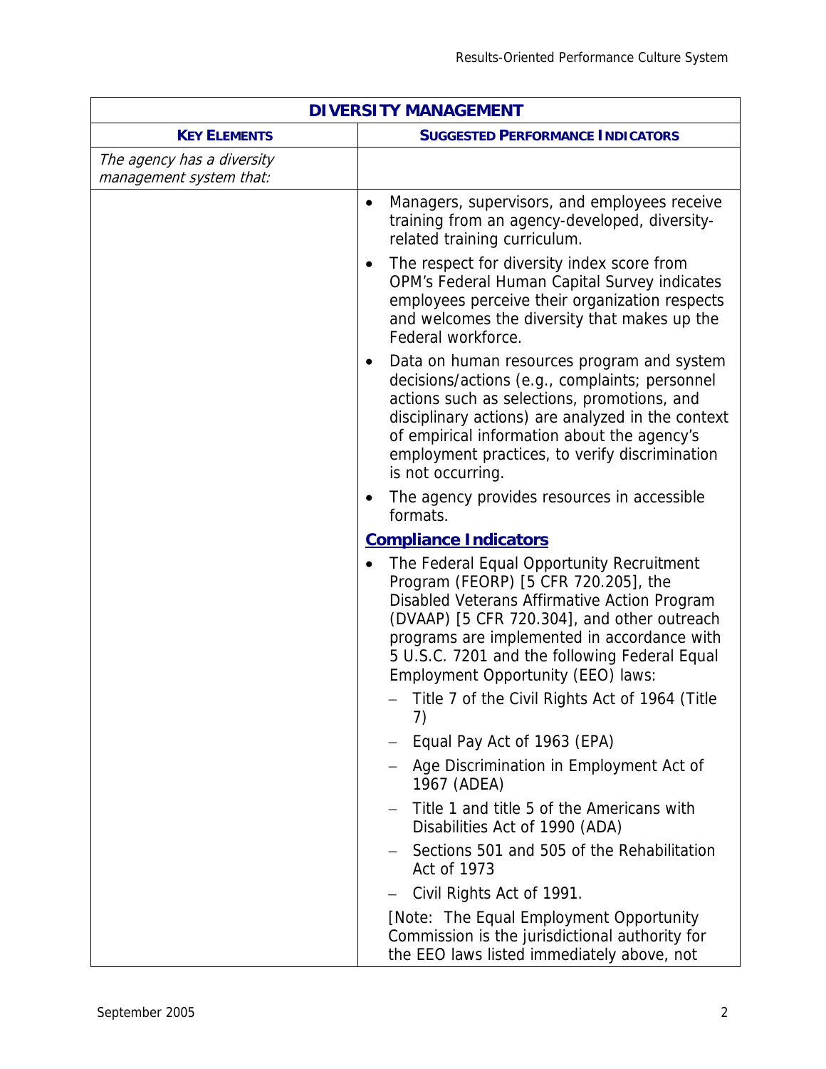| DIVERSITY MANAGEMENT | |
|---|---|
| **KEY ELEMENTS** | **SUGGESTED PERFORMANCE INDICATORS** |
| *The agency has a diversity management system that:* | |
| | • Managers, supervisors, and employees receive training from an agency-developed, diversity-related training curriculum.<br>• The respect for diversity index score from OPM's Federal Human Capital Survey indicates employees perceive their organization respects and welcomes the diversity that makes up the Federal workforce.<br>• Data on human resources program and system decisions/actions (e.g., complaints; personnel actions such as selections, promotions, and disciplinary actions) are analyzed in the context of empirical information about the agency's employment practices, to verify discrimination is not occurring.<br>• The agency provides resources in accessible formats.<br>**Compliance Indicators**<br>• The Federal Equal Opportunity Recruitment Program (FEORP) [5 CFR 720.205], the Disabled Veterans Affirmative Action Program (DVAAP) [5 CFR 720.304], and other outreach programs are implemented in accordance with 5 U.S.C. 7201 and the following Federal Equal Employment Opportunity (EEO) laws:<br>– Title 7 of the Civil Rights Act of 1964 (Title 7)<br>– Equal Pay Act of 1963 (EPA)<br>– Age Discrimination in Employment Act of 1967 (ADEA)<br>– Title 1 and title 5 of the Americans with Disabilities Act of 1990 (ADA)<br>– Sections 501 and 505 of the Rehabilitation Act of 1973<br>– Civil Rights Act of 1991.<br>[Note: The Equal Employment Opportunity Commission is the jurisdictional authority for the EEO laws listed immediately above, not |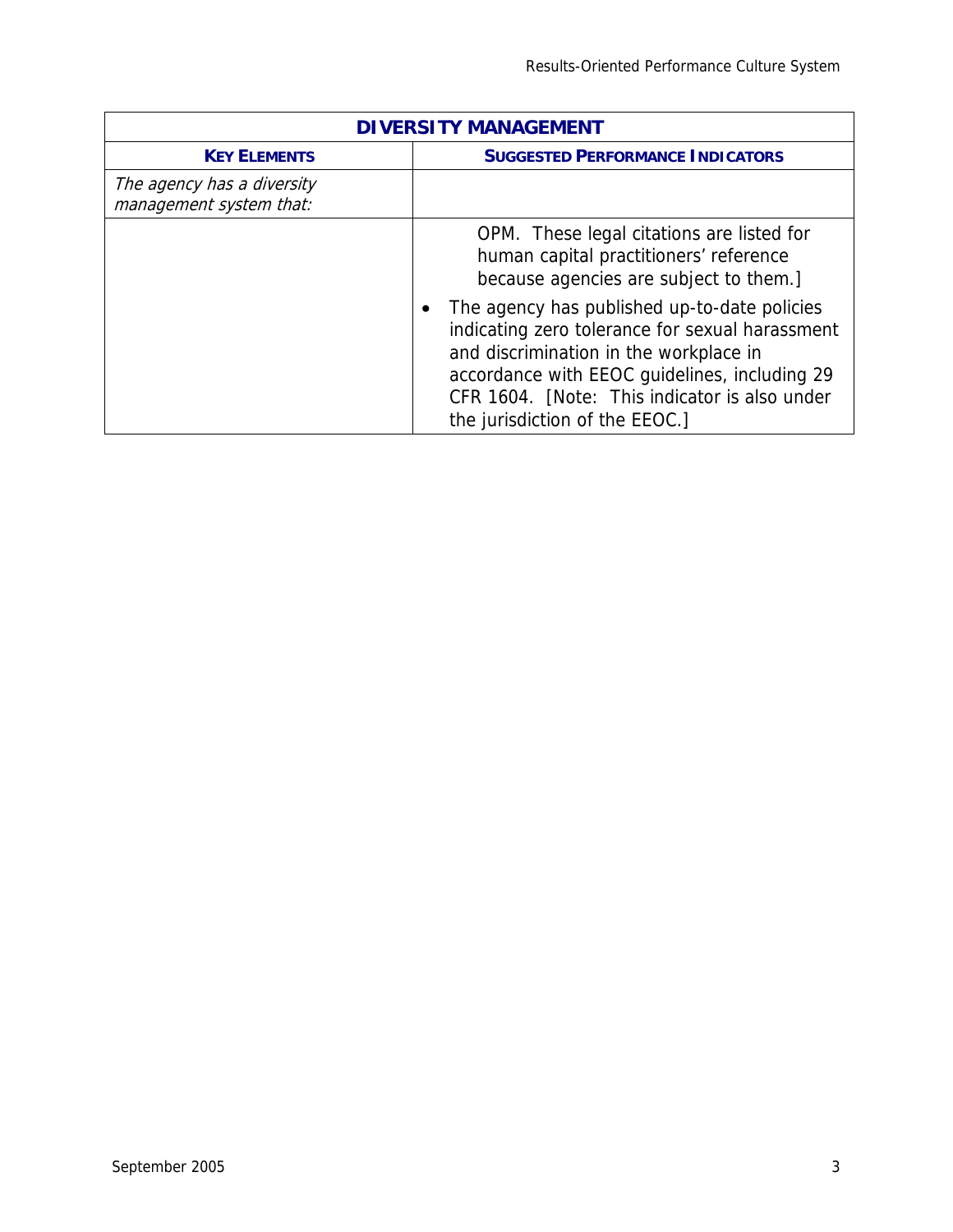| DIVERSITY MANAGEMENT | |
|---|---|
| **KEY ELEMENTS** | **SUGGESTED PERFORMANCE INDICATORS** |
| *The agency has a diversity management system that:* | |
| | OPM. These legal citations are listed for human capital practitioners' reference because agencies are subject to them.] <br><br> • The agency has published up-to-date policies indicating zero tolerance for sexual harassment and discrimination in the workplace in accordance with EEOC guidelines, including 29 CFR 1604. [Note: This indicator is also under the jurisdiction of the EEOC.] |